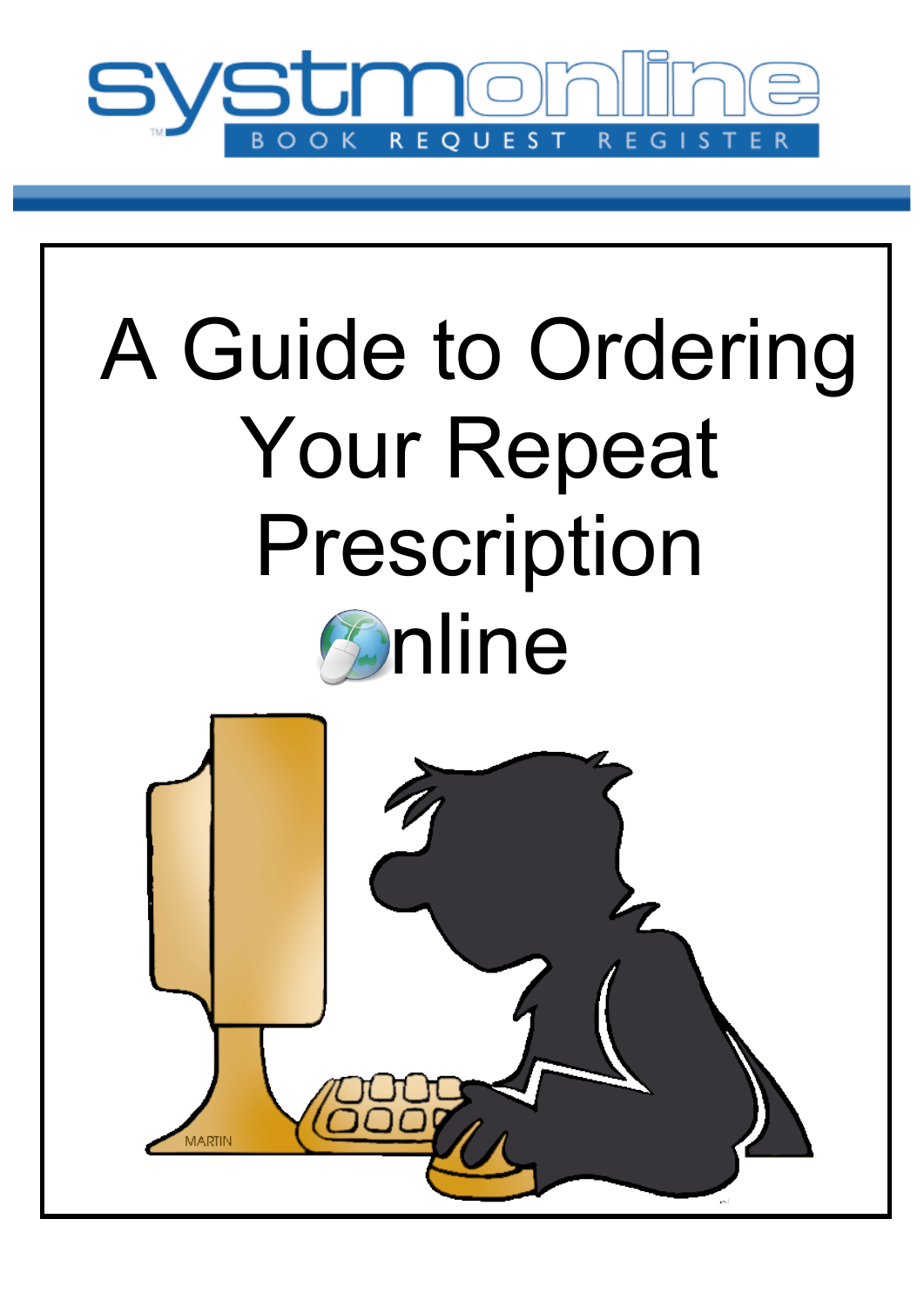systmonline

BOOK REQUEST REGISTER

# A Guide to Ordering Your Repeat Prescription Online

MARTIN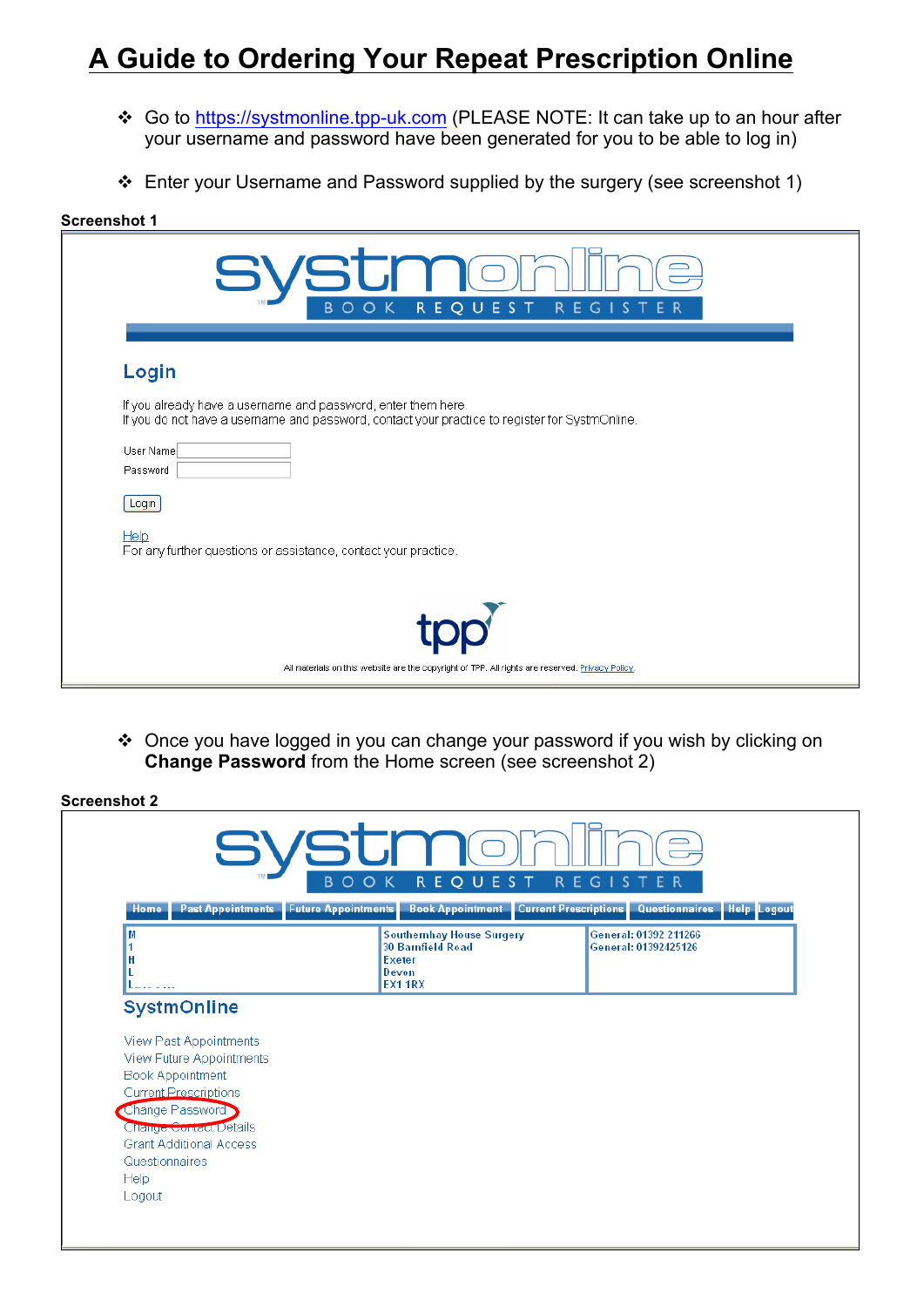# A Guide to Ordering Your Repeat Prescription Online

- Go to https://systmonline.tpp-uk.com (PLEASE NOTE: It can take up to an hour after your username and password have been generated for you to be able to log in)
- Enter your Username and Password supplied by the surgery (see screenshot 1)

**Screenshot 1**

systmonline
BOOK REQUEST REGISTER

## Login

If you already have a username and password, enter them here.
If you do not have a username and password, contact your practice to register for SystmOnline.

User Name
Password

Login

Help
For any further questions or assistance, contact your practice.

tpp

All materials on this website are the copyright of TPP. All rights are reserved. Privacy Policy.

- Once you have logged in you can change your password if you wish by clicking on **Change Password** from the Home screen (see screenshot 2)

**Screenshot 2**

systmonline
BOOK REQUEST REGISTER

Home | Past Appointments | Future Appointments | Book Appointment | Current Prescriptions | Questionnaires | Help | Logout

Southernhay House Surgery
30 Barnfield Road
Exeter
Devon
EX1 1RX

General: 01392 211266
General: 01392425126

## SystmOnline

View Past Appointments
View Future Appointments
Book Appointment
Current Prescriptions
Change Password
Change Contact Details
Grant Additional Access
Questionnaires
Help
Logout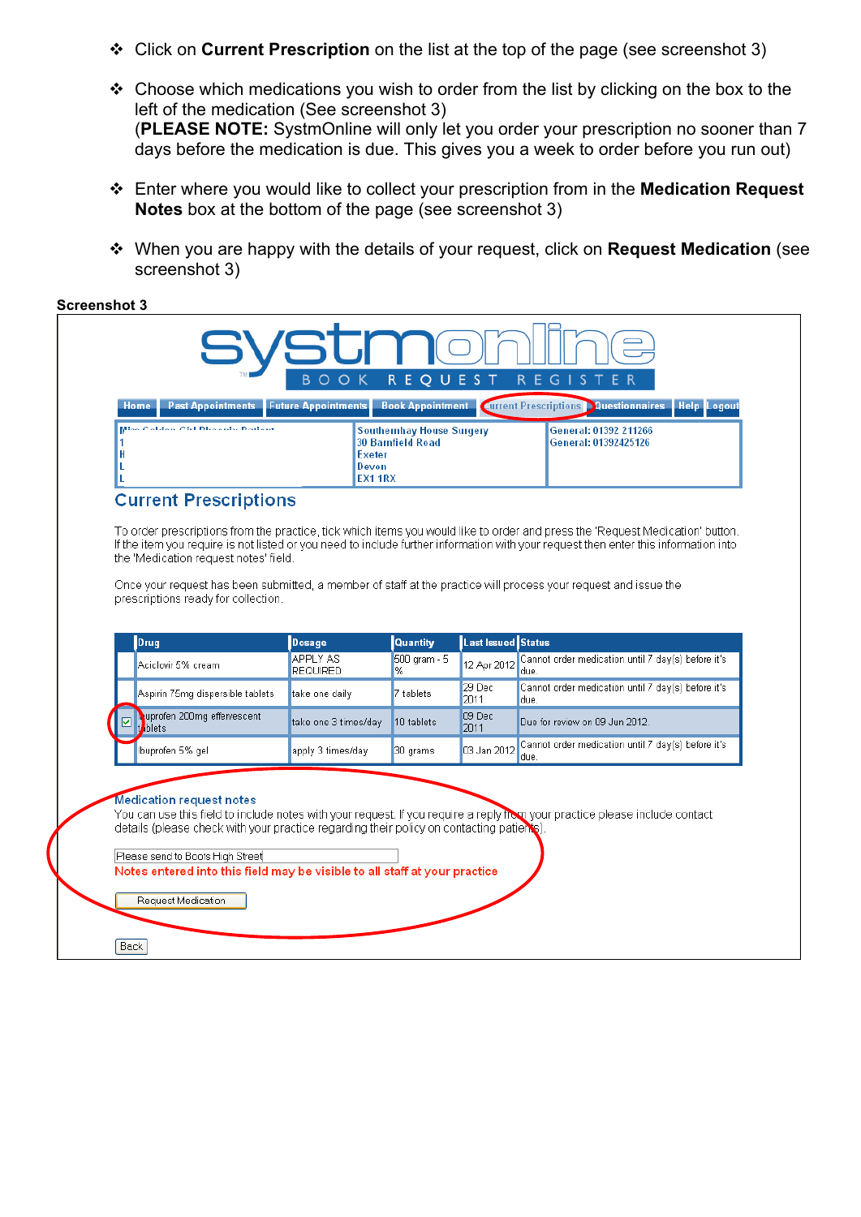- Click on **Current Prescription** on the list at the top of the page (see screenshot 3)

- Choose which medications you wish to order from the list by clicking on the box to the left of the medication (See screenshot 3)
  (**PLEASE NOTE:** SystmOnline will only let you order your prescription no sooner than 7 days before the medication is due. This gives you a week to order before you run out)

- Enter where you would like to collect your prescription from in the **Medication Request Notes** box at the bottom of the page (see screenshot 3)

- When you are happy with the details of your request, click on **Request Medication** (see screenshot 3)

**Screenshot 3**

systmonline
BOOK REQUEST REGISTER

Home | Past Appointments | Future Appointments | Book Appointment | Current Prescriptions | Questionnaires | Help | Logout

Southernhay House Surgery
30 Barnfield Road
Exeter
Devon
EX1 1RX

General: 01392 211266
General: 01392425126

## Current Prescriptions

To order prescriptions from the practice, tick which items you would like to order and press the 'Request Medication' button. If the item you require is not listed or you need to include further information with your request then enter this information into the 'Medication request notes' field.

Once your request has been submitted, a member of staff at the practice will process your request and issue the prescriptions ready for collection.

| | Drug | Dosage | Quantity | Last Issued | Status |
|---|---|---|---|---|---|
| | Aciclovir 5% cream | APPLY AS REQUIRED | 500 gram - 5 % | 12 Apr 2012 | Cannot order medication until 7 day(s) before it's due. |
| | Aspirin 75mg dispersible tablets | take one daily | 7 tablets | 29 Dec 2011 | Cannot order medication until 7 day(s) before it's due. |
| ☑ | Ibuprofen 200mg effervescent tablets | take one 3 times/day | 10 tablets | 09 Dec 2011 | Due for review on 09 Jun 2012. |
| | Ibuprofen 5% gel | apply 3 times/day | 30 grams | 03 Jan 2012 | Cannot order medication until 7 day(s) before it's due. |

**Medication request notes**

You can use this field to include notes with your request. If you require a reply from your practice please include contact details (please check with your practice regarding their policy on contacting patients).

Please send to Boots High Street

Notes entered into this field may be visible to all staff at your practice

Request Medication

Back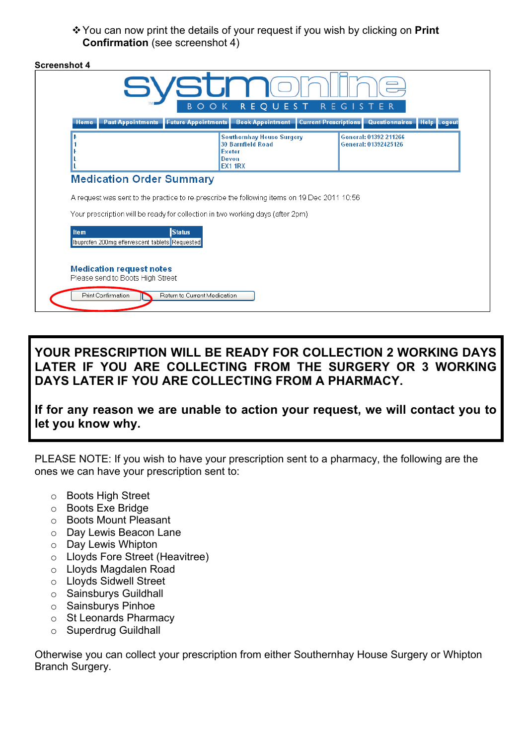- You can now print the details of your request if you wish by clicking on **Print Confirmation** (see screenshot 4)

**Screenshot 4**

systmonline

BOOK REQUEST REGISTER

Home | Past Appointments | Future Appointments | Book Appointment | Current Prescriptions | Questionnaires | Help | Logout

Southernhay House Surgery
30 Barnfield Road
Exeter
Devon
EX1 1RX

General: 01392 211266
General: 01392425126

**Medication Order Summary**

A request was sent to the practice to re-prescribe the following items on 19 Dec 2011 10:56

Your prescription will be ready for collection in two working days (after 2pm)

| Item | Status |
| --- | --- |
| Ibuprofen 200mg effervescent tablets | Requested |

**Medication request notes**
Please send to Boots High Street

Print Confirmation | Return to Current Medication

**YOUR PRESCRIPTION WILL BE READY FOR COLLECTION 2 WORKING DAYS LATER IF YOU ARE COLLECTING FROM THE SURGERY OR 3 WORKING DAYS LATER IF YOU ARE COLLECTING FROM A PHARMACY.**

**If for any reason we are unable to action your request, we will contact you to let you know why.**

PLEASE NOTE: If you wish to have your prescription sent to a pharmacy, the following are the ones we can have your prescription sent to:

- Boots High Street
- Boots Exe Bridge
- Boots Mount Pleasant
- Day Lewis Beacon Lane
- Day Lewis Whipton
- Lloyds Fore Street (Heavitree)
- Lloyds Magdalen Road
- Lloyds Sidwell Street
- Sainsburys Guildhall
- Sainsburys Pinhoe
- St Leonards Pharmacy
- Superdrug Guildhall

Otherwise you can collect your prescription from either Southernhay House Surgery or Whipton Branch Surgery.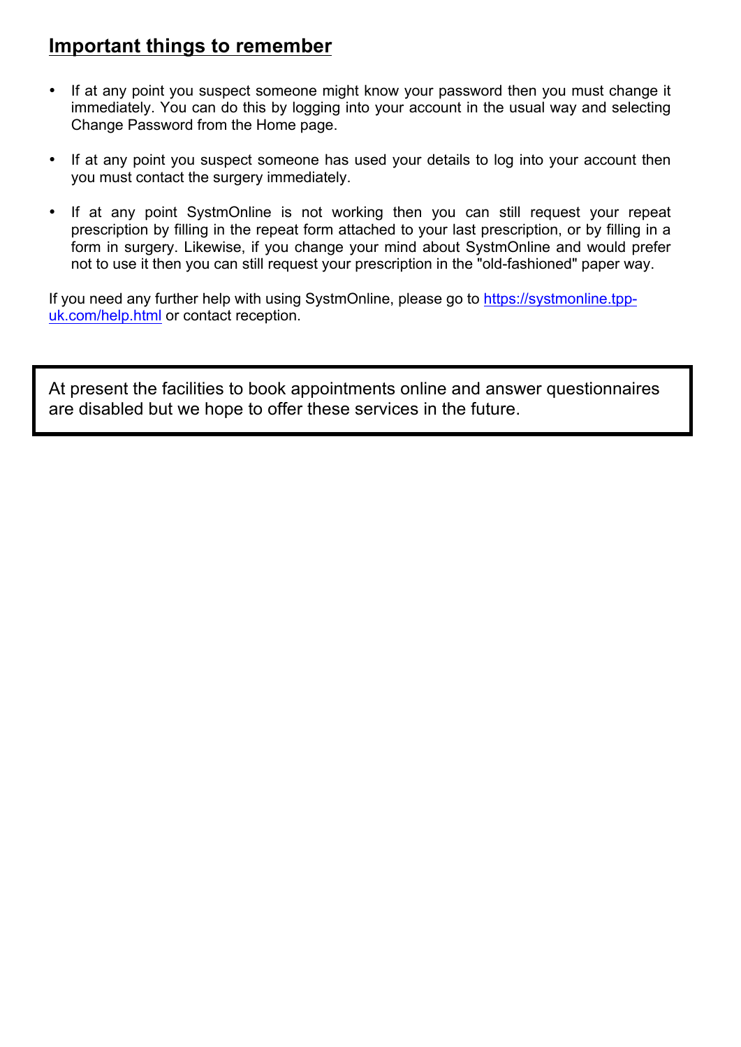## **Important things to remember**

- If at any point you suspect someone might know your password then you must change it immediately. You can do this by logging into your account in the usual way and selecting Change Password from the Home page.
- If at any point you suspect someone has used your details to log into your account then you must contact the surgery immediately.
- If at any point SystmOnline is not working then you can still request your repeat prescription by filling in the repeat form attached to your last prescription, or by filling in a form in surgery. Likewise, if you change your mind about SystmOnline and would prefer not to use it then you can still request your prescription in the "old-fashioned" paper way.

If you need any further help with using SystmOnline, please go to [https://systmonline.tpp-uk.com/help.html](https://systmonline.tpp-uk.com/help.html) or contact reception.

At present the facilities to book appointments online and answer questionnaires are disabled but we hope to offer these services in the future.